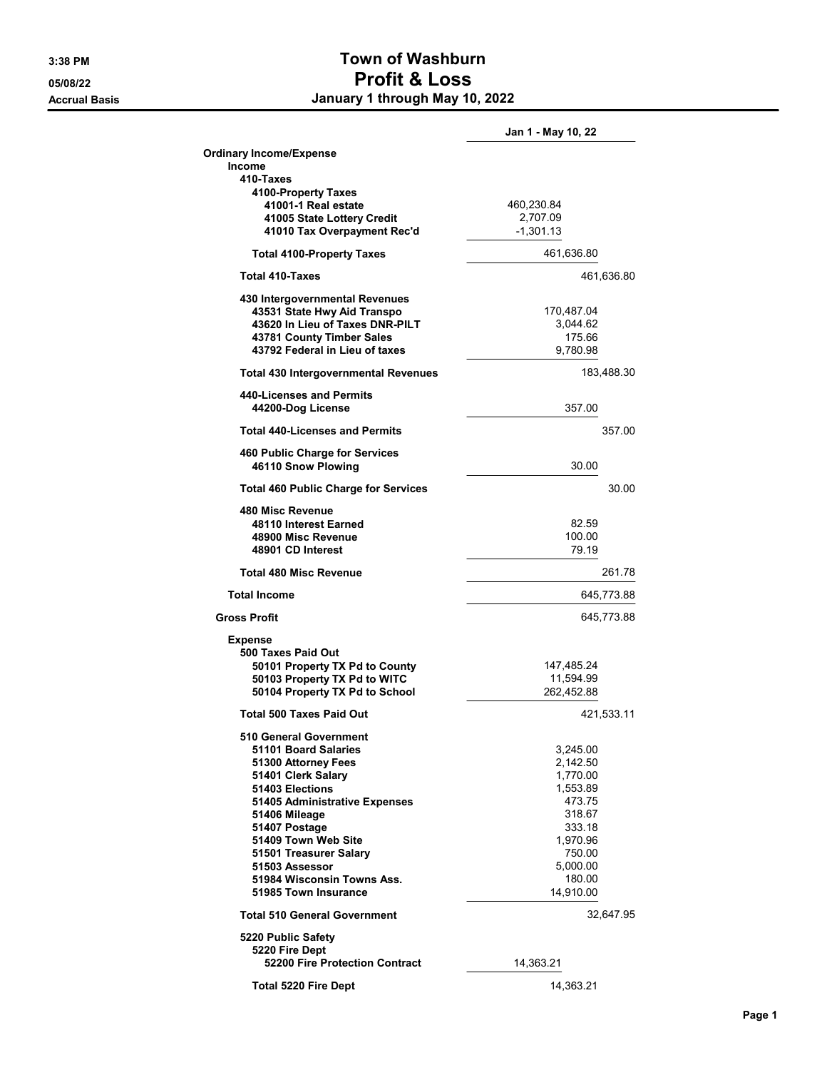# Town of Washburn

## Profit & Loss

### January 1 through May 10, 2022

3:38 PM
05/08/22
Accrual Basis

| | Jan 1 - May 10, 22 | |
|---|---|---|
| **Ordinary Income/Expense** | | |
| **Income** | | |
| **410-Taxes** | | |
| **4100-Property Taxes** | | |
| **41001-1 Real estate** | 460,230.84 | |
| **41005 State Lottery Credit** | 2,707.09 | |
| **41010 Tax Overpayment Rec'd** | -1,301.13 | |
| **Total 4100-Property Taxes** | 461,636.80 | |
| **Total 410-Taxes** | | 461,636.80 |
| **430 Intergovernmental Revenues** | | |
| **43531 State Hwy Aid Transpo** | 170,487.04 | |
| **43620 In Lieu of Taxes DNR-PILT** | 3,044.62 | |
| **43781 County Timber Sales** | 175.66 | |
| **43792 Federal in Lieu of taxes** | 9,780.98 | |
| **Total 430 Intergovernmental Revenues** | | 183,488.30 |
| **440-Licenses and Permits** | | |
| **44200-Dog License** | 357.00 | |
| **Total 440-Licenses and Permits** | | 357.00 |
| **460 Public Charge for Services** | | |
| **46110 Snow Plowing** | 30.00 | |
| **Total 460 Public Charge for Services** | | 30.00 |
| **480 Misc Revenue** | | |
| **48110 Interest Earned** | 82.59 | |
| **48900 Misc Revenue** | 100.00 | |
| **48901 CD Interest** | 79.19 | |
| **Total 480 Misc Revenue** | | 261.78 |
| **Total Income** | | 645,773.88 |
| **Gross Profit** | | 645,773.88 |
| **Expense** | | |
| **500 Taxes Paid Out** | | |
| **50101 Property TX Pd to County** | 147,485.24 | |
| **50103 Property TX Pd to WITC** | 11,594.99 | |
| **50104 Property TX Pd to School** | 262,452.88 | |
| **Total 500 Taxes Paid Out** | | 421,533.11 |
| **510 General Government** | | |
| **51101 Board Salaries** | 3,245.00 | |
| **51300 Attorney Fees** | 2,142.50 | |
| **51401 Clerk Salary** | 1,770.00 | |
| **51403 Elections** | 1,553.89 | |
| **51405 Administrative Expenses** | 473.75 | |
| **51406 Mileage** | 318.67 | |
| **51407 Postage** | 333.18 | |
| **51409 Town Web Site** | 1,970.96 | |
| **51501 Treasurer Salary** | 750.00 | |
| **51503 Assessor** | 5,000.00 | |
| **51984 Wisconsin Towns Ass.** | 180.00 | |
| **51985 Town Insurance** | 14,910.00 | |
| **Total 510 General Government** | | 32,647.95 |
| **5220 Public Safety** | | |
| **5220 Fire Dept** | | |
| **52200 Fire Protection Contract** | 14,363.21 | |
| **Total 5220 Fire Dept** | 14,363.21 | |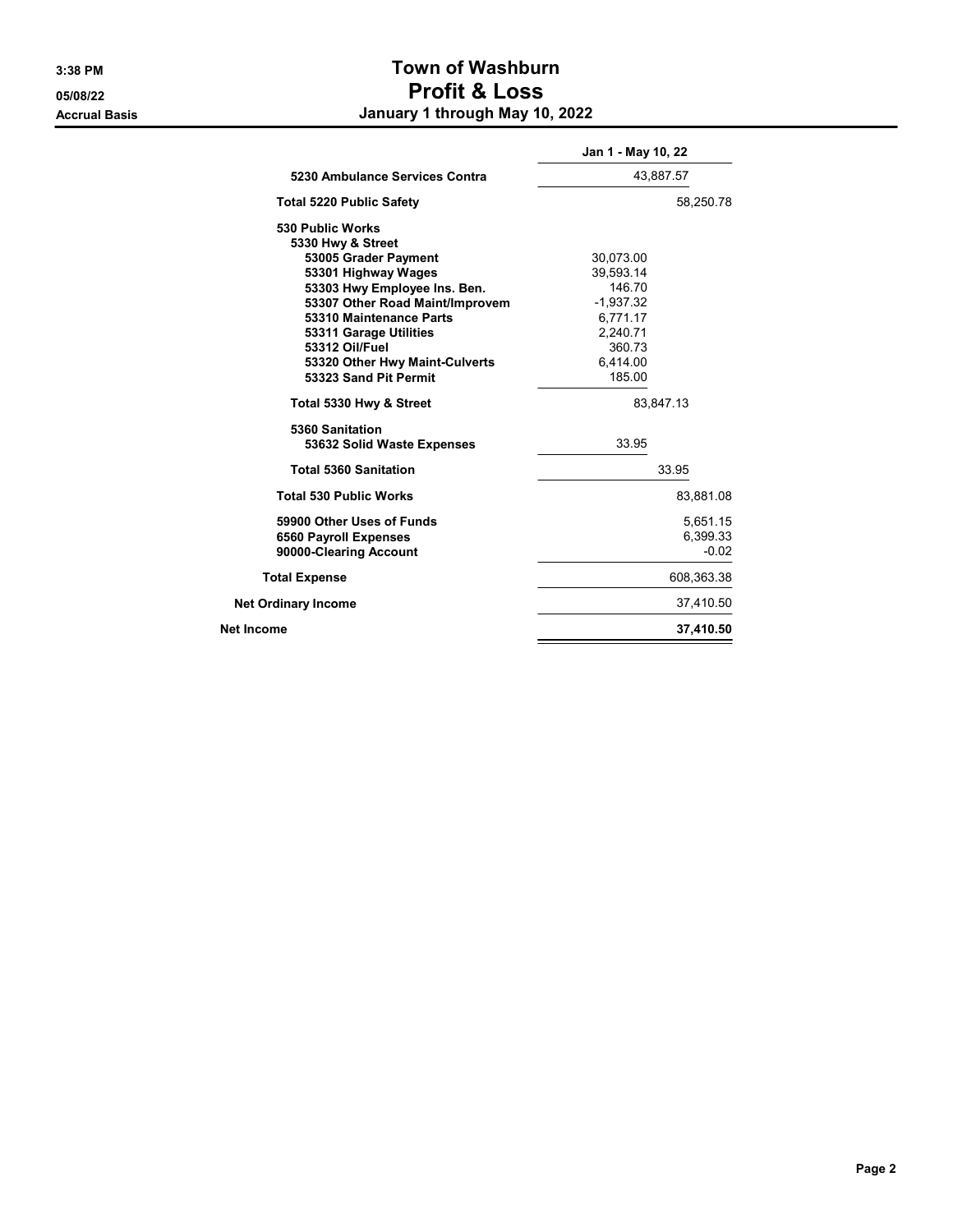# Town of Washburn
## Profit & Loss
### January 1 through May 10, 2022

3:38 PM
05/08/22
Accrual Basis

| | | |
|---|---|---|
| | | **Jan 1 - May 10, 22** |
| **5230 Ambulance Services Contra** | | 43,887.57 |
| **Total 5220 Public Safety** | | 58,250.78 |
| **530 Public Works** | | |
| **5330 Hwy & Street** | | |
| **53005 Grader Payment** | 30,073.00 | |
| **53301 Highway Wages** | 39,593.14 | |
| **53303 Hwy Employee Ins. Ben.** | 146.70 | |
| **53307 Other Road Maint/Improvem** | -1,937.32 | |
| **53310 Maintenance Parts** | 6,771.17 | |
| **53311 Garage Utilities** | 2,240.71 | |
| **53312 Oil/Fuel** | 360.73 | |
| **53320 Other Hwy Maint-Culverts** | 6,414.00 | |
| **53323 Sand Pit Permit** | 185.00 | |
| **Total 5330 Hwy & Street** | 83,847.13 | |
| **5360 Sanitation** | | |
| **53632 Solid Waste Expenses** | 33.95 | |
| **Total 5360 Sanitation** | 33.95 | |
| **Total 530 Public Works** | | 83,881.08 |
| **59900 Other Uses of Funds** | | 5,651.15 |
| **6560 Payroll Expenses** | | 6,399.33 |
| **90000-Clearing Account** | | -0.02 |
| **Total Expense** | | 608,363.38 |
| **Net Ordinary Income** | | 37,410.50 |
| **Net Income** | | **37,410.50** |